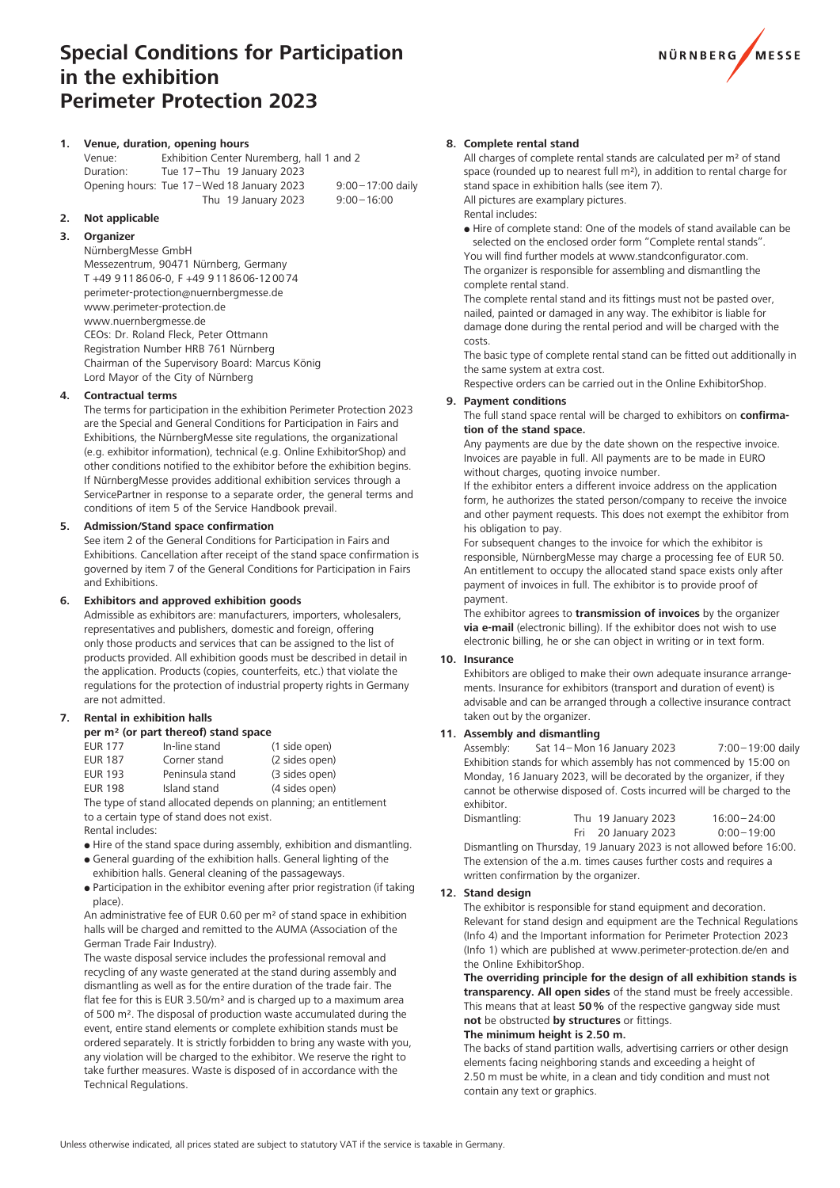# Special Conditions for Participation in the exhibition Perimeter Protection 2023

## 1. Venue, duration, opening hours

| | | |
|---|---|---|
| Venue: | Exhibition Center Nuremberg, hall 1 and 2 | |
| Duration: | Tue 17 – Thu 19 January 2023 | |
| Opening hours: | Tue 17 – Wed 18 January 2023 | 9:00 – 17:00 daily |
| | Thu 19 January 2023 | 9:00 – 16:00 |

## 2. Not applicable

## 3. Organizer

NürnbergMesse GmbH
Messezentrum, 90471 Nürnberg, Germany
T +49 9 11 86 06-0, F +49 9 11 86 06-12 00 74
perimeter-protection@nuernbergmesse.de
www.perimeter-protection.de
www.nuernbergmesse.de
CEOs: Dr. Roland Fleck, Peter Ottmann
Registration Number HRB 761 Nürnberg
Chairman of the Supervisory Board: Marcus König
Lord Mayor of the City of Nürnberg

## 4. Contractual terms

The terms for participation in the exhibition Perimeter Protection 2023 are the Special and General Conditions for Participation in Fairs and Exhibitions, the NürnbergMesse site regulations, the organizational (e.g. exhibitor information), technical (e.g. Online ExhibitorShop) and other conditions notified to the exhibitor before the exhibition begins. If NürnbergMesse provides additional exhibition services through a ServicePartner in response to a separate order, the general terms and conditions of item 5 of the Service Handbook prevail.

## 5. Admission/Stand space confirmation

See item 2 of the General Conditions for Participation in Fairs and Exhibitions. Cancellation after receipt of the stand space confirmation is governed by item 7 of the General Conditions for Participation in Fairs and Exhibitions.

## 6. Exhibitors and approved exhibition goods

Admissible as exhibitors are: manufacturers, importers, wholesalers, representatives and publishers, domestic and foreign, offering only those products and services that can be assigned to the list of products provided. All exhibition goods must be described in detail in the application. Products (copies, counterfeits, etc.) that violate the regulations for the protection of industrial property rights in Germany are not admitted.

## 7. Rental in exhibition halls

**per m² (or part thereof) stand space**

| | | |
|---|---|---|
| EUR 177 | In-line stand | (1 side open) |
| EUR 187 | Corner stand | (2 sides open) |
| EUR 193 | Peninsula stand | (3 sides open) |
| EUR 198 | Island stand | (4 sides open) |

The type of stand allocated depends on planning; an entitlement to a certain type of stand does not exist.

Rental includes:

- Hire of the stand space during assembly, exhibition and dismantling.
- General guarding of the exhibition halls. General lighting of the exhibition halls. General cleaning of the passageways.
- Participation in the exhibitor evening after prior registration (if taking place).

An administrative fee of EUR 0.60 per m² of stand space in exhibition halls will be charged and remitted to the AUMA (Association of the German Trade Fair Industry).

The waste disposal service includes the professional removal and recycling of any waste generated at the stand during assembly and dismantling as well as for the entire duration of the trade fair. The flat fee for this is EUR 3.50/m² and is charged up to a maximum area of 500 m². The disposal of production waste accumulated during the event, entire stand elements or complete exhibition stands must be ordered separately. It is strictly forbidden to bring any waste with you, any violation will be charged to the exhibitor. We reserve the right to take further measures. Waste is disposed of in accordance with the Technical Regulations.

## 8. Complete rental stand

All charges of complete rental stands are calculated per m² of stand space (rounded up to nearest full m²), in addition to rental charge for stand space in exhibition halls (see item 7).
All pictures are examplary pictures.
Rental includes:

- Hire of complete stand: One of the models of stand available can be selected on the enclosed order form "Complete rental stands".

You will find further models at www.standconfigurator.com.
The organizer is responsible for assembling and dismantling the complete rental stand.
The complete rental stand and its fittings must not be pasted over, nailed, painted or damaged in any way. The exhibitor is liable for damage done during the rental period and will be charged with the costs.
The basic type of complete rental stand can be fitted out additionally in the same system at extra cost.
Respective orders can be carried out in the Online ExhibitorShop.

## 9. Payment conditions

The full stand space rental will be charged to exhibitors on **confirmation of the stand space.**

Any payments are due by the date shown on the respective invoice. Invoices are payable in full. All payments are to be made in EURO without charges, quoting invoice number.

If the exhibitor enters a different invoice address on the application form, he authorizes the stated person/company to receive the invoice and other payment requests. This does not exempt the exhibitor from his obligation to pay.

For subsequent changes to the invoice for which the exhibitor is responsible, NürnbergMesse may charge a processing fee of EUR 50. An entitlement to occupy the allocated stand space exists only after payment of invoices in full. The exhibitor is to provide proof of payment.

The exhibitor agrees to **transmission of invoices** by the organizer **via e-mail** (electronic billing). If the exhibitor does not wish to use electronic billing, he or she can object in writing or in text form.

## 10. Insurance

Exhibitors are obliged to make their own adequate insurance arrangements. Insurance for exhibitors (transport and duration of event) is advisable and can be arranged through a collective insurance contract taken out by the organizer.

## 11. Assembly and dismantling

| | | |
|---|---|---|
| Assembly: | Sat 14 – Mon 16 January 2023 | 7:00 – 19:00 daily |

Exhibition stands for which assembly has not commenced by 15:00 on Monday, 16 January 2023, will be decorated by the organizer, if they cannot be otherwise disposed of. Costs incurred will be charged to the exhibitor.

| | | |
|---|---|---|
| Dismantling: | Thu 19 January 2023 | 16:00 – 24:00 |
| | Fri 20 January 2023 | 0:00 – 19:00 |

Dismantling on Thursday, 19 January 2023 is not allowed before 16:00. The extension of the a.m. times causes further costs and requires a written confirmation by the organizer.

## 12. Stand design

The exhibitor is responsible for stand equipment and decoration. Relevant for stand design and equipment are the Technical Regulations (Info 4) and the Important information for Perimeter Protection 2023 (Info 1) which are published at www.perimeter-protection.de/en and the Online ExhibitorShop.

**The overriding principle for the design of all exhibition stands is transparency. All open sides** of the stand must be freely accessible. This means that at least **50 %** of the respective gangway side must **not** be obstructed **by structures** or fittings.

**The minimum height is 2.50 m.**

The backs of stand partition walls, advertising carriers or other design elements facing neighboring stands and exceeding a height of 2.50 m must be white, in a clean and tidy condition and must not contain any text or graphics.

Unless otherwise indicated, all prices stated are subject to statutory VAT if the service is taxable in Germany.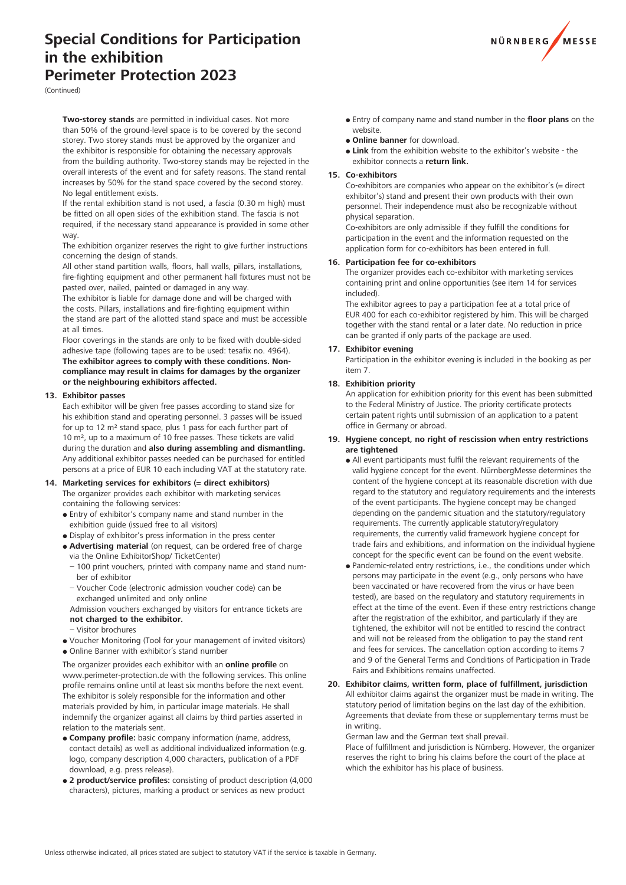# Special Conditions for Participation in the exhibition Perimeter Protection 2023

(Continued)

**Two-storey stands** are permitted in individual cases. Not more than 50% of the ground-level space is to be covered by the second storey. Two storey stands must be approved by the organizer and the exhibitor is responsible for obtaining the necessary approvals from the building authority. Two-storey stands may be rejected in the overall interests of the event and for safety reasons. The stand rental increases by 50% for the stand space covered by the second storey. No legal entitlement exists.

If the rental exhibition stand is not used, a fascia (0.30 m high) must be fitted on all open sides of the exhibition stand. The fascia is not required, if the necessary stand appearance is provided in some other way.

The exhibition organizer reserves the right to give further instructions concerning the design of stands.

All other stand partition walls, floors, hall walls, pillars, installations, fire-fighting equipment and other permanent hall fixtures must not be pasted over, nailed, painted or damaged in any way.

The exhibitor is liable for damage done and will be charged with the costs. Pillars, installations and fire-fighting equipment within the stand are part of the allotted stand space and must be accessible at all times.

Floor coverings in the stands are only to be fixed with double-sided adhesive tape (following tapes are to be used: tesafix no. 4964).

**The exhibitor agrees to comply with these conditions. Non-compliance may result in claims for damages by the organizer or the neighbouring exhibitors affected.**

**13. Exhibitor passes**

Each exhibitor will be given free passes according to stand size for his exhibition stand and operating personnel. 3 passes will be issued for up to 12 m² stand space, plus 1 pass for each further part of 10 m², up to a maximum of 10 free passes. These tickets are valid during the duration and **also during assembling and dismantling.** Any additional exhibitor passes needed can be purchased for entitled persons at a price of EUR 10 each including VAT at the statutory rate.

**14. Marketing services for exhibitors (= direct exhibitors)**

The organizer provides each exhibitor with marketing services containing the following services:

- Entry of exhibitor's company name and stand number in the exhibition guide (issued free to all visitors)
- Display of exhibitor's press information in the press center
- **Advertising material** (on request, can be ordered free of charge via the Online ExhibitorShop/ TicketCenter)
  - 100 print vouchers, printed with company name and stand number of exhibitor
  - Voucher Code (electronic admission voucher code) can be exchanged unlimited and only online

  Admission vouchers exchanged by visitors for entrance tickets are **not charged to the exhibitor.**
  - Visitor brochures
- Voucher Monitoring (Tool for your management of invited visitors)
- Online Banner with exhibitor´s stand number

The organizer provides each exhibitor with an **online profile** on www.perimeter-protection.de with the following services. This online profile remains online until at least six months before the next event. The exhibitor is solely responsible for the information and other materials provided by him, in particular image materials. He shall indemnify the organizer against all claims by third parties asserted in relation to the materials sent.

- **Company profile:** basic company information (name, address, contact details) as well as additional individualized information (e.g. logo, company description 4,000 characters, publication of a PDF download, e.g. press release).
- **2 product/service profiles:** consisting of product description (4,000 characters), pictures, marking a product or services as new product
- Entry of company name and stand number in the **floor plans** on the website.
- **Online banner** for download.
- **Link** from the exhibition website to the exhibitor's website - the exhibitor connects a **return link.**

**15. Co-exhibitors**

Co-exhibitors are companies who appear on the exhibitor's (= direct exhibitor's) stand and present their own products with their own personnel. Their independence must also be recognizable without physical separation.

Co-exhibitors are only admissible if they fulfill the conditions for participation in the event and the information requested on the application form for co-exhibitors has been entered in full.

**16. Participation fee for co-exhibitors**

The organizer provides each co-exhibitor with marketing services containing print and online opportunities (see item 14 for services included).

The exhibitor agrees to pay a participation fee at a total price of EUR 400 for each co-exhibitor registered by him. This will be charged together with the stand rental or a later date. No reduction in price can be granted if only parts of the package are used.

**17. Exhibitor evening**

Participation in the exhibitor evening is included in the booking as per item 7.

**18. Exhibition priority**

An application for exhibition priority for this event has been submitted to the Federal Ministry of Justice. The priority certificate protects certain patent rights until submission of an application to a patent office in Germany or abroad.

**19. Hygiene concept, no right of rescission when entry restrictions are tightened**

- All event participants must fulfil the relevant requirements of the valid hygiene concept for the event. NürnbergMesse determines the content of the hygiene concept at its reasonable discretion with due regard to the statutory and regulatory requirements and the interests of the event participants. The hygiene concept may be changed depending on the pandemic situation and the statutory/regulatory requirements. The currently applicable statutory/regulatory requirements, the currently valid framework hygiene concept for trade fairs and exhibitions, and information on the individual hygiene concept for the specific event can be found on the event website.
- Pandemic-related entry restrictions, i.e., the conditions under which persons may participate in the event (e.g., only persons who have been vaccinated or have recovered from the virus or have been tested), are based on the regulatory and statutory requirements in effect at the time of the event. Even if these entry restrictions change after the registration of the exhibitor, and particularly if they are tightened, the exhibitor will not be entitled to rescind the contract and will not be released from the obligation to pay the stand rent and fees for services. The cancellation option according to items 7 and 9 of the General Terms and Conditions of Participation in Trade Fairs and Exhibitions remains unaffected.

**20. Exhibitor claims, written form, place of fulfillment, jurisdiction**

All exhibitor claims against the organizer must be made in writing. The statutory period of limitation begins on the last day of the exhibition. Agreements that deviate from these or supplementary terms must be in writing.

German law and the German text shall prevail.

Place of fulfillment and jurisdiction is Nürnberg. However, the organizer reserves the right to bring his claims before the court of the place at which the exhibitor has his place of business.

Unless otherwise indicated, all prices stated are subject to statutory VAT if the service is taxable in Germany.